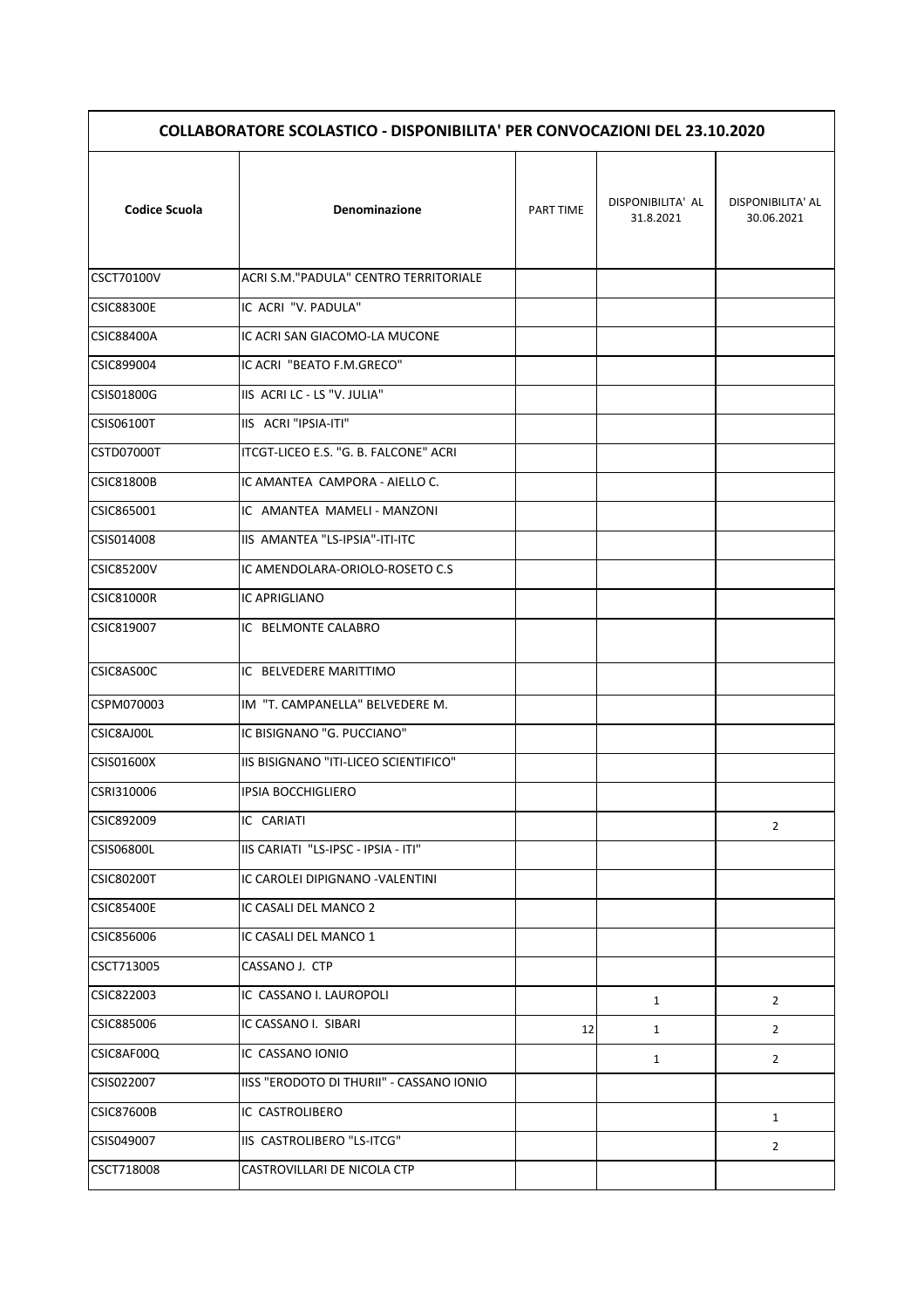| COLLABORATORE SCOLASTICO - DISPONIBILITA' PER CONVOCAZIONI DEL 23.10.2020 | | | | |
|---|---|---|---|---|
| **Codice Scuola** | **Denominazione** | PART TIME | DISPONIBILITA' AL 31.8.2021 | DISPONIBILITA' AL 30.06.2021 |
| CSCT70100V | ACRI S.M."PADULA" CENTRO TERRITORIALE | | | |
| CSIC88300E | IC ACRI "V. PADULA" | | | |
| CSIC88400A | IC ACRI SAN GIACOMO-LA MUCONE | | | |
| CSIC899004 | IC ACRI "BEATO F.M.GRECO" | | | |
| CSIS01800G | IIS ACRI LC - LS "V. JULIA" | | | |
| CSIS06100T | IIS ACRI "IPSIA-ITI" | | | |
| CSTD07000T | ITCGT-LICEO E.S. "G. B. FALCONE" ACRI | | | |
| CSIC81800B | IC AMANTEA CAMPORA - AIELLO C. | | | |
| CSIC865001 | IC AMANTEA MAMELI - MANZONI | | | |
| CSIS014008 | IIS AMANTEA "LS-IPSIA"-ITI-ITC | | | |
| CSIC85200V | IC AMENDOLARA-ORIOLO-ROSETO C.S | | | |
| CSIC81000R | IC APRIGLIANO | | | |
| CSIC819007 | IC BELMONTE CALABRO | | | |
| CSIC8AS00C | IC BELVEDERE MARITTIMO | | | |
| CSPM070003 | IM "T. CAMPANELLA" BELVEDERE M. | | | |
| CSIC8AJ00L | IC BISIGNANO "G. PUCCIANO" | | | |
| CSIS01600X | IIS BISIGNANO "ITI-LICEO SCIENTIFICO" | | | |
| CSRI310006 | IPSIA BOCCHIGLIERO | | | |
| CSIC892009 | IC CARIATI | | | 2 |
| CSIS06800L | IIS CARIATI "LS-IPSC - IPSIA - ITI" | | | |
| CSIC80200T | IC CAROLEI DIPIGNANO -VALENTINI | | | |
| CSIC85400E | IC CASALI DEL MANCO 2 | | | |
| CSIC856006 | IC CASALI DEL MANCO 1 | | | |
| CSCT713005 | CASSANO J. CTP | | | |
| CSIC822003 | IC CASSANO I. LAUROPOLI | | 1 | 2 |
| CSIC885006 | IC CASSANO I. SIBARI | 12 | 1 | 2 |
| CSIC8AF00Q | IC CASSANO IONIO | | 1 | 2 |
| CSIS022007 | IISS "ERODOTO DI THURII" - CASSANO IONIO | | | |
| CSIC87600B | IC CASTROLIBERO | | | 1 |
| CSIS049007 | IIS CASTROLIBERO "LS-ITCG" | | | 2 |
| CSCT718008 | CASTROVILLARI DE NICOLA CTP | | | |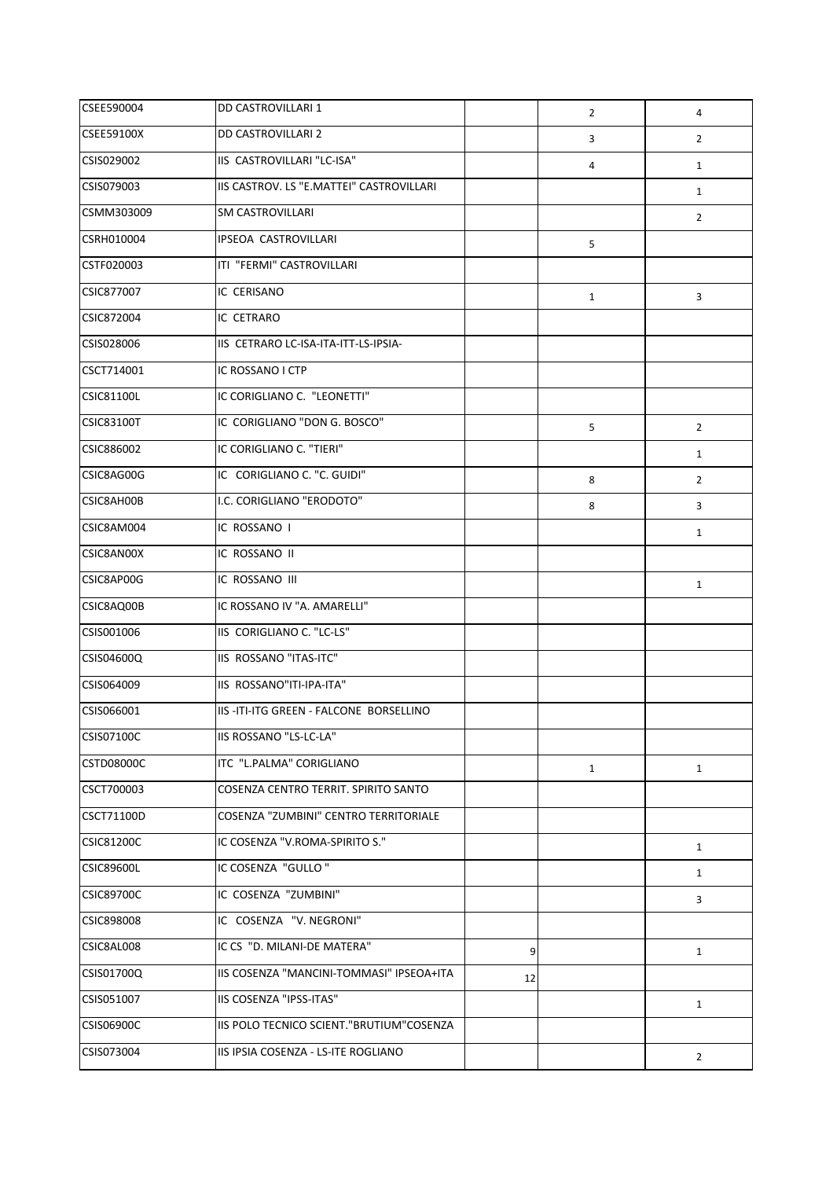| | | | | |
|---|---|---|---|---|
| CSEE590004 | DD CASTROVILLARI 1 | | 2 | 4 |
| CSEE59100X | DD CASTROVILLARI 2 | | 3 | 2 |
| CSIS029002 | IIS CASTROVILLARI "LC-ISA" | | 4 | 1 |
| CSIS079003 | IIS CASTROV. LS "E.MATTEI" CASTROVILLARI | | | 1 |
| CSMM303009 | SM CASTROVILLARI | | | 2 |
| CSRH010004 | IPSEOA CASTROVILLARI | | 5 | |
| CSTF020003 | ITI "FERMI" CASTROVILLARI | | | |
| CSIC877007 | IC CERISANO | | 1 | 3 |
| CSIC872004 | IC CETRARO | | | |
| CSIS028006 | IIS CETRARO LC-ISA-ITA-ITT-LS-IPSIA- | | | |
| CSCT714001 | IC ROSSANO I CTP | | | |
| CSIC81100L | IC CORIGLIANO C. "LEONETTI" | | | |
| CSIC83100T | IC CORIGLIANO "DON G. BOSCO" | | 5 | 2 |
| CSIC886002 | IC CORIGLIANO C. "TIERI" | | | 1 |
| CSIC8AG00G | IC CORIGLIANO C. "C. GUIDI" | | 8 | 2 |
| CSIC8AH00B | I.C. CORIGLIANO "ERODOTO" | | 8 | 3 |
| CSIC8AM004 | IC ROSSANO I | | | 1 |
| CSIC8AN00X | IC ROSSANO II | | | |
| CSIC8AP00G | IC ROSSANO III | | | 1 |
| CSIC8AQ00B | IC ROSSANO IV "A. AMARELLI" | | | |
| CSIS001006 | IIS CORIGLIANO C. "LC-LS" | | | |
| CSIS04600Q | IIS ROSSANO "ITAS-ITC" | | | |
| CSIS064009 | IIS ROSSANO"ITI-IPA-ITA" | | | |
| CSIS066001 | IIS -ITI-ITG GREEN - FALCONE BORSELLINO | | | |
| CSIS07100C | IIS ROSSANO "LS-LC-LA" | | | |
| CSTD08000C | ITC "L.PALMA" CORIGLIANO | | 1 | 1 |
| CSCT700003 | COSENZA CENTRO TERRIT. SPIRITO SANTO | | | |
| CSCT71100D | COSENZA "ZUMBINI" CENTRO TERRITORIALE | | | |
| CSIC81200C | IC COSENZA "V.ROMA-SPIRITO S." | | | 1 |
| CSIC89600L | IC COSENZA "GULLO " | | | 1 |
| CSIC89700C | IC COSENZA "ZUMBINI" | | | 3 |
| CSIC898008 | IC COSENZA "V. NEGRONI" | | | |
| CSIC8AL008 | IC CS "D. MILANI-DE MATERA" | 9 | | 1 |
| CSIS01700Q | IIS COSENZA "MANCINI-TOMMASI" IPSEOA+ITA | 12 | | |
| CSIS051007 | IIS COSENZA "IPSS-ITAS" | | | 1 |
| CSIS06900C | IIS POLO TECNICO SCIENT."BRUTIUM"COSENZA | | | |
| CSIS073004 | IIS IPSIA COSENZA - LS-ITE ROGLIANO | | | 2 |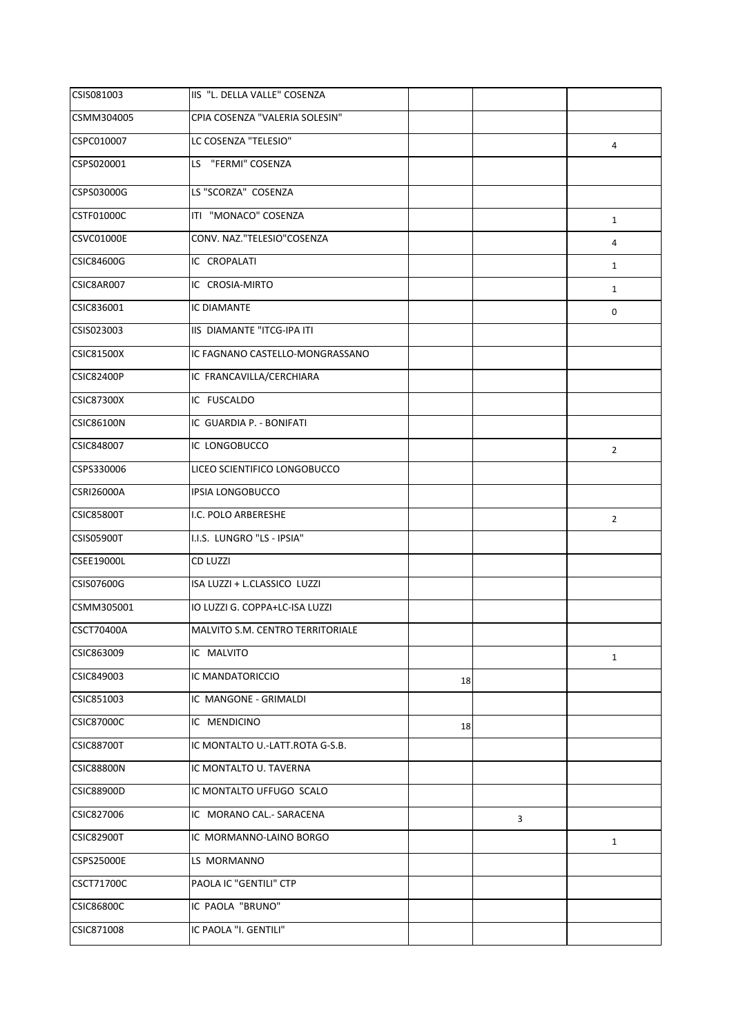| | | | | |
|---|---|---|---|---|
| CSIS081003 | IIS "L. DELLA VALLE" COSENZA | | | |
| CSMM304005 | CPIA COSENZA "VALERIA SOLESIN" | | | |
| CSPC010007 | LC COSENZA "TELESIO" | | | 4 |
| CSPS020001 | LS "FERMI" COSENZA | | | |
| CSPS03000G | LS "SCORZA" COSENZA | | | |
| CSTF01000C | ITI "MONACO" COSENZA | | | 1 |
| CSVC01000E | CONV. NAZ."TELESIO"COSENZA | | | 4 |
| CSIC84600G | IC CROPALATI | | | 1 |
| CSIC8AR007 | IC CROSIA-MIRTO | | | 1 |
| CSIC836001 | IC DIAMANTE | | | 0 |
| CSIS023003 | IIS DIAMANTE "ITCG-IPA ITI | | | |
| CSIC81500X | IC FAGNANO CASTELLO-MONGRASSANO | | | |
| CSIC82400P | IC FRANCAVILLA/CERCHIARA | | | |
| CSIC87300X | IC FUSCALDO | | | |
| CSIC86100N | IC GUARDIA P. - BONIFATI | | | |
| CSIC848007 | IC LONGOBUCCO | | | 2 |
| CSPS330006 | LICEO SCIENTIFICO LONGOBUCCO | | | |
| CSRI26000A | IPSIA LONGOBUCCO | | | |
| CSIC85800T | I.C. POLO ARBERESHE | | | 2 |
| CSIS05900T | I.I.S. LUNGRO "LS - IPSIA" | | | |
| CSEE19000L | CD LUZZI | | | |
| CSIS07600G | ISA LUZZI + L.CLASSICO LUZZI | | | |
| CSMM305001 | IO LUZZI G. COPPA+LC-ISA LUZZI | | | |
| CSCT70400A | MALVITO S.M. CENTRO TERRITORIALE | | | |
| CSIC863009 | IC MALVITO | | | 1 |
| CSIC849003 | IC MANDATORICCIO | 18 | | |
| CSIC851003 | IC MANGONE - GRIMALDI | | | |
| CSIC87000C | IC MENDICINO | 18 | | |
| CSIC88700T | IC MONTALTO U.-LATT.ROTA G-S.B. | | | |
| CSIC88800N | IC MONTALTO U. TAVERNA | | | |
| CSIC88900D | IC MONTALTO UFFUGO SCALO | | | |
| CSIC827006 | IC MORANO CAL.- SARACENA | | 3 | |
| CSIC82900T | IC MORMANNO-LAINO BORGO | | | 1 |
| CSPS25000E | LS MORMANNO | | | |
| CSCT71700C | PAOLA IC "GENTILI" CTP | | | |
| CSIC86800C | IC PAOLA "BRUNO" | | | |
| CSIC871008 | IC PAOLA "I. GENTILI" | | | |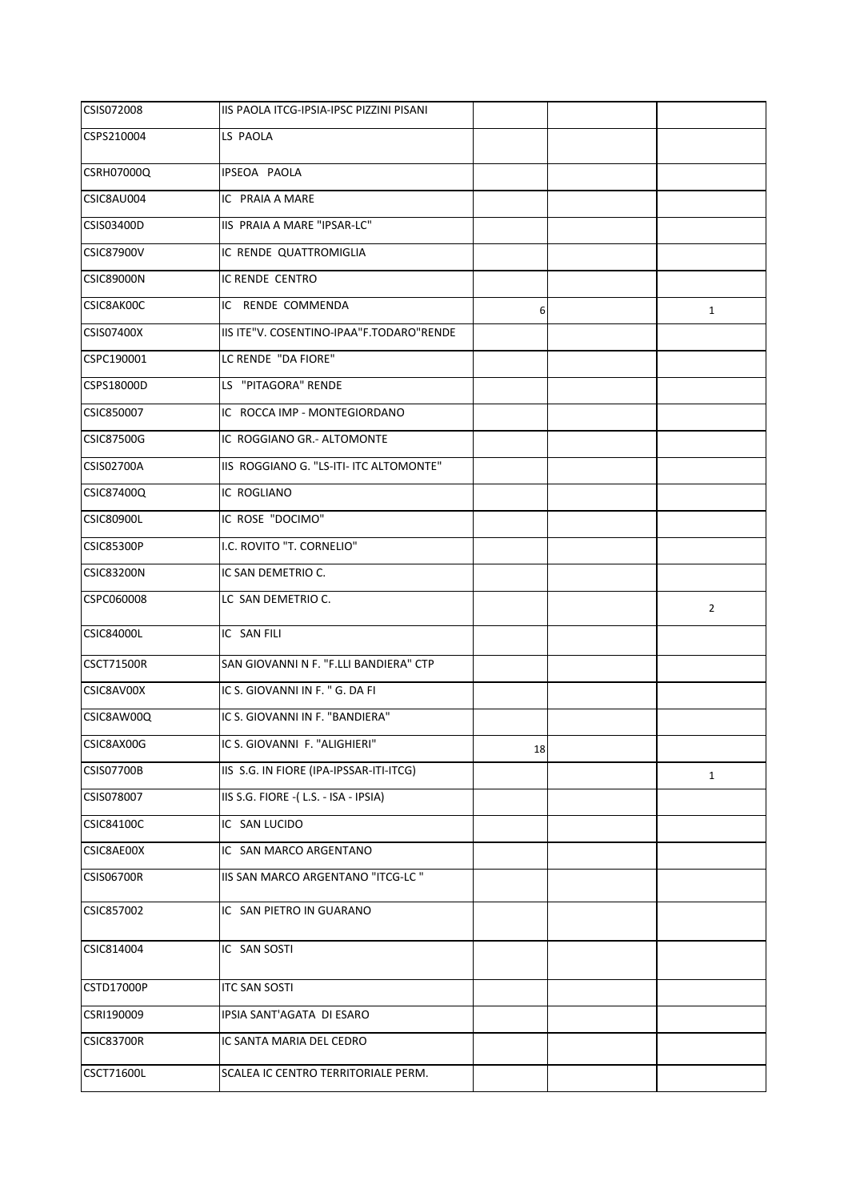| | | | | |
|---|---|---|---|---|
| CSIS072008 | IIS PAOLA ITCG-IPSIA-IPSC PIZZINI PISANI | | | |
| CSPS210004 | LS PAOLA | | | |
| CSRH07000Q | IPSEOA PAOLA | | | |
| CSIC8AU004 | IC PRAIA A MARE | | | |
| CSIS03400D | IIS PRAIA A MARE "IPSAR-LC" | | | |
| CSIC87900V | IC RENDE QUATTROMIGLIA | | | |
| CSIC89000N | IC RENDE CENTRO | | | |
| CSIC8AK00C | IC RENDE COMMENDA | 6 | | 1 |
| CSIS07400X | IIS ITE"V. COSENTINO-IPAA"F.TODARO"RENDE | | | |
| CSPC190001 | LC RENDE "DA FIORE" | | | |
| CSPS18000D | LS "PITAGORA" RENDE | | | |
| CSIC850007 | IC ROCCA IMP - MONTEGIORDANO | | | |
| CSIC87500G | IC ROGGIANO GR.- ALTOMONTE | | | |
| CSIS02700A | IIS ROGGIANO G. "LS-ITI- ITC ALTOMONTE" | | | |
| CSIC87400Q | IC ROGLIANO | | | |
| CSIC80900L | IC ROSE "DOCIMO" | | | |
| CSIC85300P | I.C. ROVITO "T. CORNELIO" | | | |
| CSIC83200N | IC SAN DEMETRIO C. | | | |
| CSPC060008 | LC SAN DEMETRIO C. | | | 2 |
| CSIC84000L | IC SAN FILI | | | |
| CSCT71500R | SAN GIOVANNI N F. "F.LLI BANDIERA" CTP | | | |
| CSIC8AV00X | IC S. GIOVANNI IN F. " G. DA FI | | | |
| CSIC8AW00Q | IC S. GIOVANNI IN F. "BANDIERA" | | | |
| CSIC8AX00G | IC S. GIOVANNI F. "ALIGHIERI" | 18 | | |
| CSIS07700B | IIS S.G. IN FIORE (IPA-IPSSAR-ITI-ITCG) | | | 1 |
| CSIS078007 | IIS S.G. FIORE -( L.S. - ISA - IPSIA) | | | |
| CSIC84100C | IC SAN LUCIDO | | | |
| CSIC8AE00X | IC SAN MARCO ARGENTANO | | | |
| CSIS06700R | IIS SAN MARCO ARGENTANO "ITCG-LC " | | | |
| CSIC857002 | IC SAN PIETRO IN GUARANO | | | |
| CSIC814004 | IC SAN SOSTI | | | |
| CSTD17000P | ITC SAN SOSTI | | | |
| CSRI190009 | IPSIA SANT'AGATA DI ESARO | | | |
| CSIC83700R | IC SANTA MARIA DEL CEDRO | | | |
| CSCT71600L | SCALEA IC CENTRO TERRITORIALE PERM. | | | |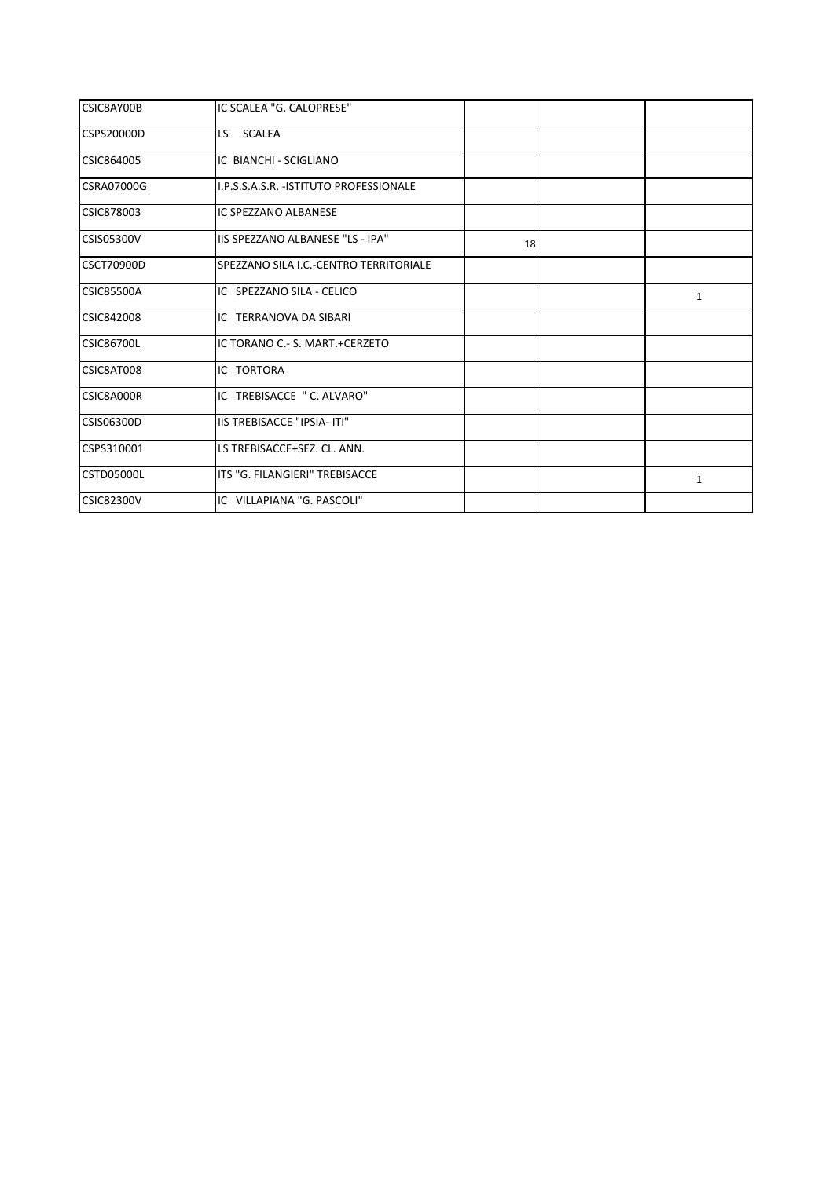| | | | | |
|---|---|---|---|---|
| CSIC8AY00B | IC SCALEA "G. CALOPRESE" | | | |
| CSPS20000D | LS SCALEA | | | |
| CSIC864005 | IC BIANCHI - SCIGLIANO | | | |
| CSRA07000G | I.P.S.S.A.S.R. -ISTITUTO PROFESSIONALE | | | |
| CSIC878003 | IC SPEZZANO ALBANESE | | | |
| CSIS05300V | IIS SPEZZANO ALBANESE "LS - IPA" | 18 | | |
| CSCT70900D | SPEZZANO SILA I.C.-CENTRO TERRITORIALE | | | |
| CSIC85500A | IC SPEZZANO SILA - CELICO | | | 1 |
| CSIC842008 | IC TERRANOVA DA SIBARI | | | |
| CSIC86700L | IC TORANO C.- S. MART.+CERZETO | | | |
| CSIC8AT008 | IC TORTORA | | | |
| CSIC8A000R | IC TREBISACCE " C. ALVARO" | | | |
| CSIS06300D | IIS TREBISACCE "IPSIA- ITI" | | | |
| CSPS310001 | LS TREBISACCE+SEZ. CL. ANN. | | | |
| CSTD05000L | ITS "G. FILANGIERI" TREBISACCE | | | 1 |
| CSIC82300V | IC VILLAPIANA "G. PASCOLI" | | | |